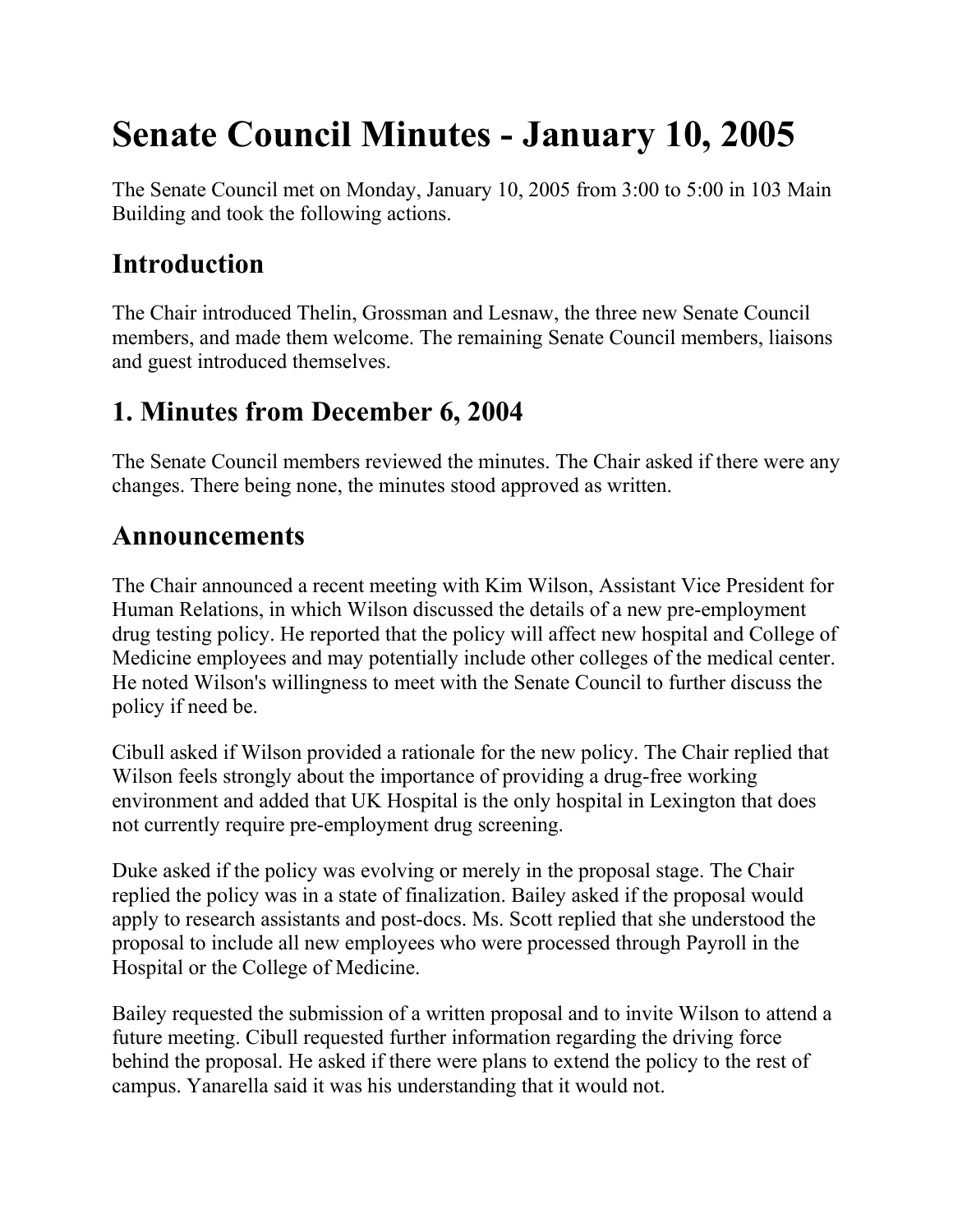# Senate Council Minutes - January 10, 2005

The Senate Council met on Monday, January 10, 2005 from 3:00 to 5:00 in 103 Main Building and took the following actions.

## Introduction

The Chair introduced Thelin, Grossman and Lesnaw, the three new Senate Council members, and made them welcome. The remaining Senate Council members, liaisons and guest introduced themselves.

## 1. Minutes from December 6, 2004

The Senate Council members reviewed the minutes. The Chair asked if there were any changes. There being none, the minutes stood approved as written.

## Announcements

The Chair announced a recent meeting with Kim Wilson, Assistant Vice President for Human Relations, in which Wilson discussed the details of a new pre-employment drug testing policy. He reported that the policy will affect new hospital and College of Medicine employees and may potentially include other colleges of the medical center. He noted Wilson's willingness to meet with the Senate Council to further discuss the policy if need be.

Cibull asked if Wilson provided a rationale for the new policy. The Chair replied that Wilson feels strongly about the importance of providing a drug-free working environment and added that UK Hospital is the only hospital in Lexington that does not currently require pre-employment drug screening.

Duke asked if the policy was evolving or merely in the proposal stage. The Chair replied the policy was in a state of finalization. Bailey asked if the proposal would apply to research assistants and post-docs. Ms. Scott replied that she understood the proposal to include all new employees who were processed through Payroll in the Hospital or the College of Medicine.

Bailey requested the submission of a written proposal and to invite Wilson to attend a future meeting. Cibull requested further information regarding the driving force behind the proposal. He asked if there were plans to extend the policy to the rest of campus. Yanarella said it was his understanding that it would not.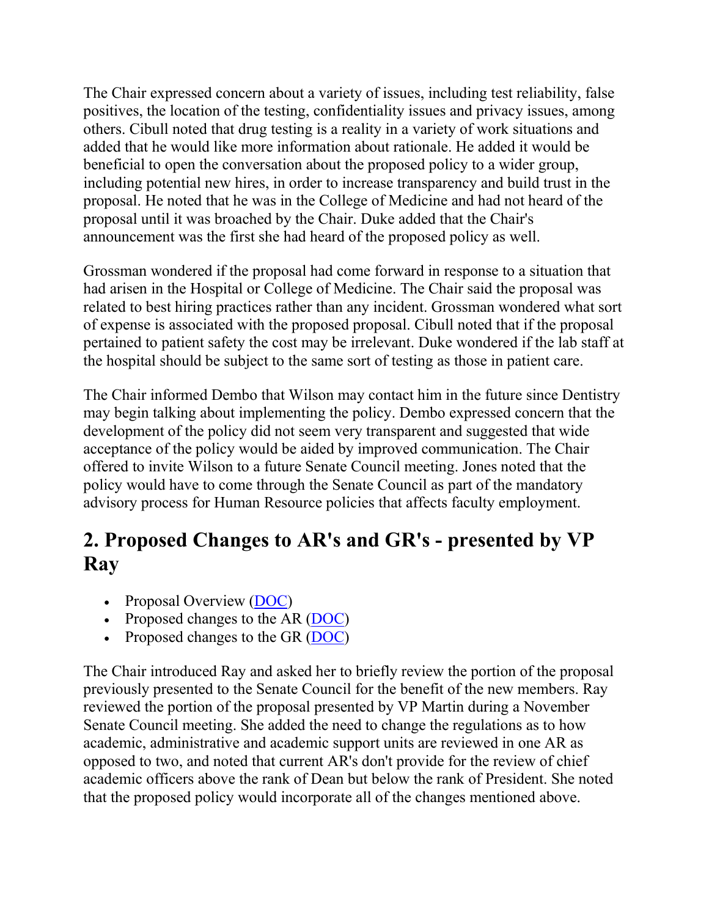The Chair expressed concern about a variety of issues, including test reliability, false positives, the location of the testing, confidentiality issues and privacy issues, among others. Cibull noted that drug testing is a reality in a variety of work situations and added that he would like more information about rationale. He added it would be beneficial to open the conversation about the proposed policy to a wider group, including potential new hires, in order to increase transparency and build trust in the proposal. He noted that he was in the College of Medicine and had not heard of the proposal until it was broached by the Chair. Duke added that the Chair's announcement was the first she had heard of the proposed policy as well.

Grossman wondered if the proposal had come forward in response to a situation that had arisen in the Hospital or College of Medicine. The Chair said the proposal was related to best hiring practices rather than any incident. Grossman wondered what sort of expense is associated with the proposed proposal. Cibull noted that if the proposal pertained to patient safety the cost may be irrelevant. Duke wondered if the lab staff at the hospital should be subject to the same sort of testing as those in patient care.

The Chair informed Dembo that Wilson may contact him in the future since Dentistry may begin talking about implementing the policy. Dembo expressed concern that the development of the policy did not seem very transparent and suggested that wide acceptance of the policy would be aided by improved communication. The Chair offered to invite Wilson to a future Senate Council meeting. Jones noted that the policy would have to come through the Senate Council as part of the mandatory advisory process for Human Resource policies that affects faculty employment.

## 2. Proposed Changes to AR's and GR's - presented by VP Ray

- Proposal Overview (DOC)
- Proposed changes to the AR (DOC)
- Proposed changes to the GR (DOC)

The Chair introduced Ray and asked her to briefly review the portion of the proposal previously presented to the Senate Council for the benefit of the new members. Ray reviewed the portion of the proposal presented by VP Martin during a November Senate Council meeting. She added the need to change the regulations as to how academic, administrative and academic support units are reviewed in one AR as opposed to two, and noted that current AR's don't provide for the review of chief academic officers above the rank of Dean but below the rank of President. She noted that the proposed policy would incorporate all of the changes mentioned above.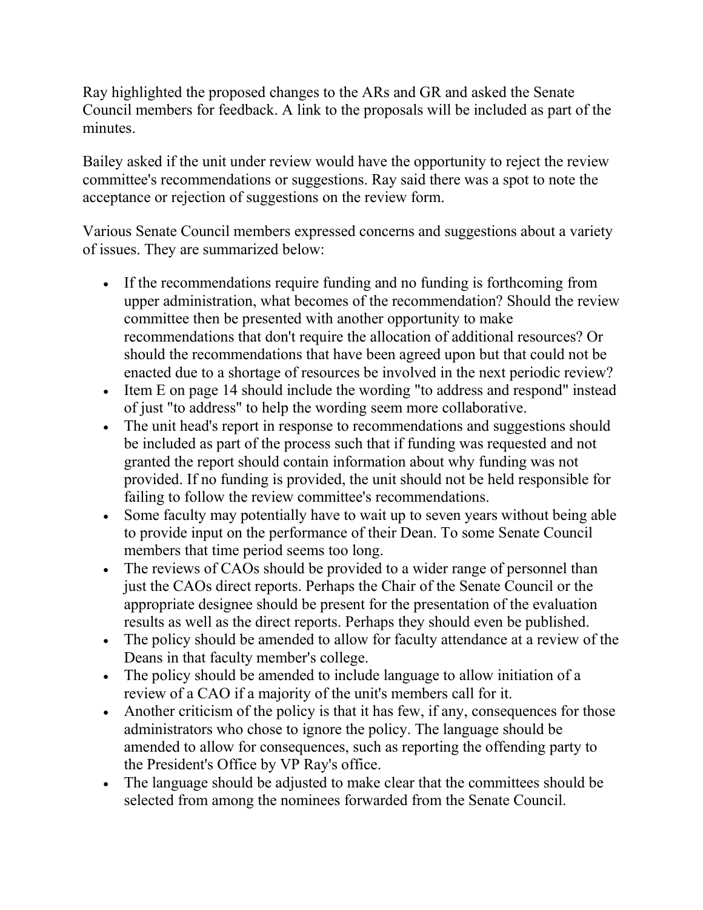Ray highlighted the proposed changes to the ARs and GR and asked the Senate Council members for feedback. A link to the proposals will be included as part of the minutes.

Bailey asked if the unit under review would have the opportunity to reject the review committee's recommendations or suggestions. Ray said there was a spot to note the acceptance or rejection of suggestions on the review form.

Various Senate Council members expressed concerns and suggestions about a variety of issues. They are summarized below:

- If the recommendations require funding and no funding is forthcoming from upper administration, what becomes of the recommendation? Should the review committee then be presented with another opportunity to make recommendations that don't require the allocation of additional resources? Or should the recommendations that have been agreed upon but that could not be enacted due to a shortage of resources be involved in the next periodic review?
- Item E on page 14 should include the wording "to address and respond" instead of just "to address" to help the wording seem more collaborative.
- The unit head's report in response to recommendations and suggestions should be included as part of the process such that if funding was requested and not granted the report should contain information about why funding was not provided. If no funding is provided, the unit should not be held responsible for failing to follow the review committee's recommendations.
- Some faculty may potentially have to wait up to seven years without being able to provide input on the performance of their Dean. To some Senate Council members that time period seems too long.
- The reviews of CAOs should be provided to a wider range of personnel than just the CAOs direct reports. Perhaps the Chair of the Senate Council or the appropriate designee should be present for the presentation of the evaluation results as well as the direct reports. Perhaps they should even be published.
- The policy should be amended to allow for faculty attendance at a review of the Deans in that faculty member's college.
- The policy should be amended to include language to allow initiation of a review of a CAO if a majority of the unit's members call for it.
- Another criticism of the policy is that it has few, if any, consequences for those administrators who chose to ignore the policy. The language should be amended to allow for consequences, such as reporting the offending party to the President's Office by VP Ray's office.
- The language should be adjusted to make clear that the committees should be selected from among the nominees forwarded from the Senate Council.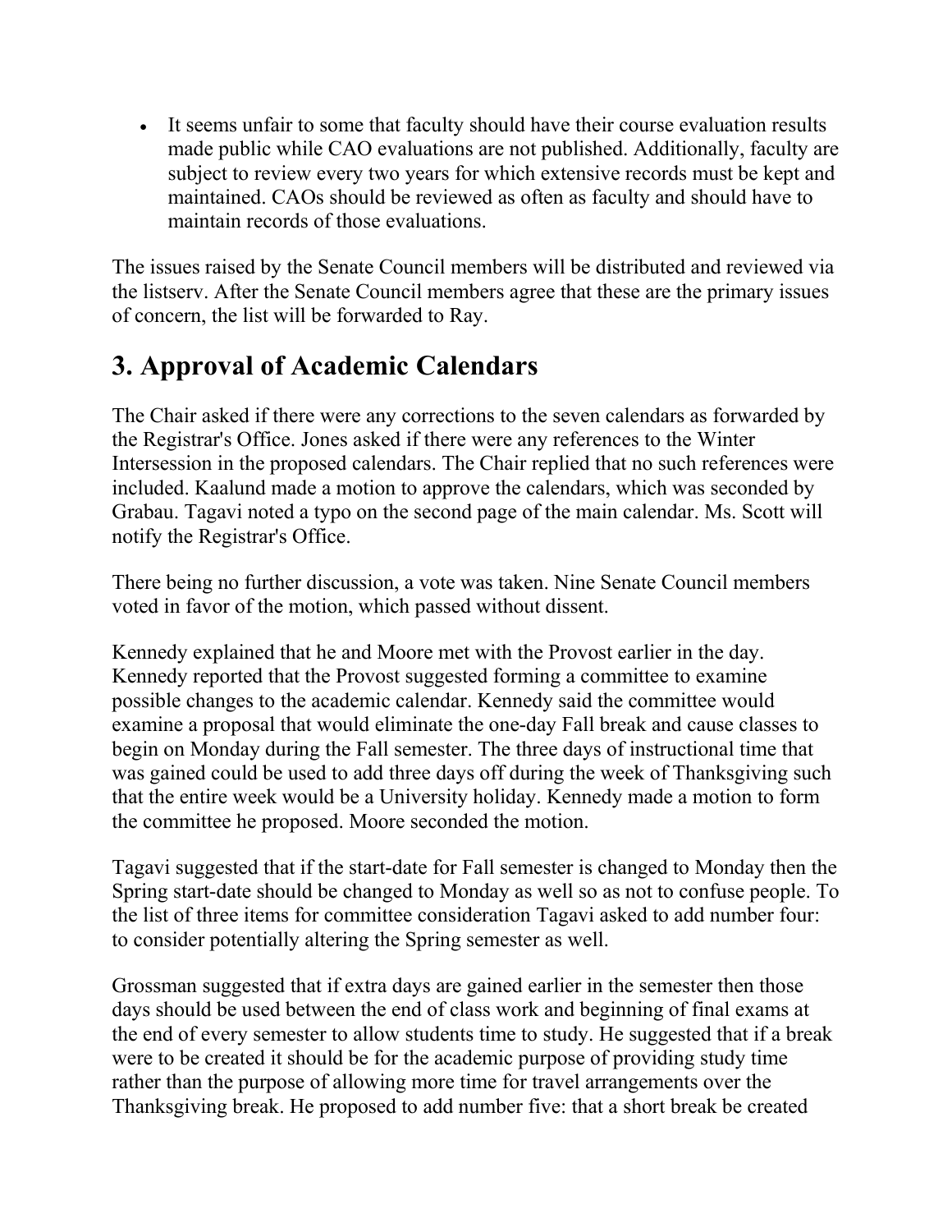- It seems unfair to some that faculty should have their course evaluation results made public while CAO evaluations are not published. Additionally, faculty are subject to review every two years for which extensive records must be kept and maintained. CAOs should be reviewed as often as faculty and should have to maintain records of those evaluations.

The issues raised by the Senate Council members will be distributed and reviewed via the listserv. After the Senate Council members agree that these are the primary issues of concern, the list will be forwarded to Ray.

## 3. Approval of Academic Calendars

The Chair asked if there were any corrections to the seven calendars as forwarded by the Registrar's Office. Jones asked if there were any references to the Winter Intersession in the proposed calendars. The Chair replied that no such references were included. Kaalund made a motion to approve the calendars, which was seconded by Grabau. Tagavi noted a typo on the second page of the main calendar. Ms. Scott will notify the Registrar's Office.

There being no further discussion, a vote was taken. Nine Senate Council members voted in favor of the motion, which passed without dissent.

Kennedy explained that he and Moore met with the Provost earlier in the day. Kennedy reported that the Provost suggested forming a committee to examine possible changes to the academic calendar. Kennedy said the committee would examine a proposal that would eliminate the one-day Fall break and cause classes to begin on Monday during the Fall semester. The three days of instructional time that was gained could be used to add three days off during the week of Thanksgiving such that the entire week would be a University holiday. Kennedy made a motion to form the committee he proposed. Moore seconded the motion.

Tagavi suggested that if the start-date for Fall semester is changed to Monday then the Spring start-date should be changed to Monday as well so as not to confuse people. To the list of three items for committee consideration Tagavi asked to add number four: to consider potentially altering the Spring semester as well.

Grossman suggested that if extra days are gained earlier in the semester then those days should be used between the end of class work and beginning of final exams at the end of every semester to allow students time to study. He suggested that if a break were to be created it should be for the academic purpose of providing study time rather than the purpose of allowing more time for travel arrangements over the Thanksgiving break. He proposed to add number five: that a short break be created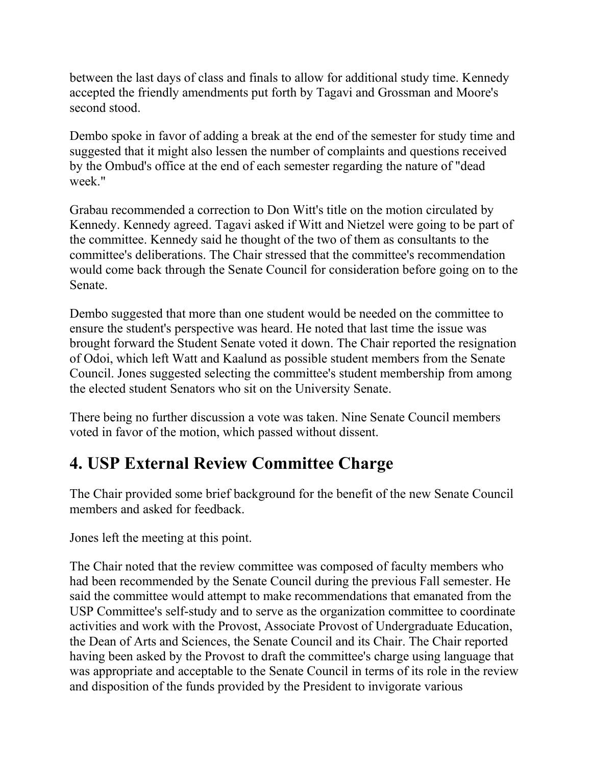between the last days of class and finals to allow for additional study time. Kennedy accepted the friendly amendments put forth by Tagavi and Grossman and Moore's second stood.

Dembo spoke in favor of adding a break at the end of the semester for study time and suggested that it might also lessen the number of complaints and questions received by the Ombud's office at the end of each semester regarding the nature of "dead week."

Grabau recommended a correction to Don Witt's title on the motion circulated by Kennedy. Kennedy agreed. Tagavi asked if Witt and Nietzel were going to be part of the committee. Kennedy said he thought of the two of them as consultants to the committee's deliberations. The Chair stressed that the committee's recommendation would come back through the Senate Council for consideration before going on to the Senate.

Dembo suggested that more than one student would be needed on the committee to ensure the student's perspective was heard. He noted that last time the issue was brought forward the Student Senate voted it down. The Chair reported the resignation of Odoi, which left Watt and Kaalund as possible student members from the Senate Council. Jones suggested selecting the committee's student membership from among the elected student Senators who sit on the University Senate.

There being no further discussion a vote was taken. Nine Senate Council members voted in favor of the motion, which passed without dissent.

## 4. USP External Review Committee Charge

The Chair provided some brief background for the benefit of the new Senate Council members and asked for feedback.

Jones left the meeting at this point.

The Chair noted that the review committee was composed of faculty members who had been recommended by the Senate Council during the previous Fall semester. He said the committee would attempt to make recommendations that emanated from the USP Committee's self-study and to serve as the organization committee to coordinate activities and work with the Provost, Associate Provost of Undergraduate Education, the Dean of Arts and Sciences, the Senate Council and its Chair. The Chair reported having been asked by the Provost to draft the committee's charge using language that was appropriate and acceptable to the Senate Council in terms of its role in the review and disposition of the funds provided by the President to invigorate various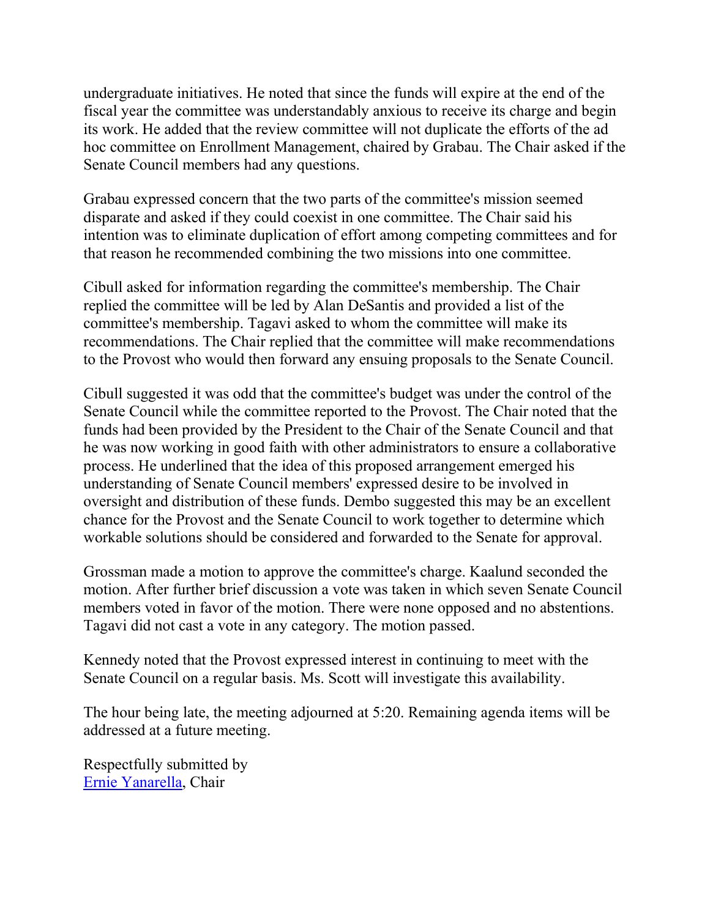undergraduate initiatives. He noted that since the funds will expire at the end of the fiscal year the committee was understandably anxious to receive its charge and begin its work. He added that the review committee will not duplicate the efforts of the ad hoc committee on Enrollment Management, chaired by Grabau. The Chair asked if the Senate Council members had any questions.

Grabau expressed concern that the two parts of the committee's mission seemed disparate and asked if they could coexist in one committee. The Chair said his intention was to eliminate duplication of effort among competing committees and for that reason he recommended combining the two missions into one committee.

Cibull asked for information regarding the committee's membership. The Chair replied the committee will be led by Alan DeSantis and provided a list of the committee's membership. Tagavi asked to whom the committee will make its recommendations. The Chair replied that the committee will make recommendations to the Provost who would then forward any ensuing proposals to the Senate Council.

Cibull suggested it was odd that the committee's budget was under the control of the Senate Council while the committee reported to the Provost. The Chair noted that the funds had been provided by the President to the Chair of the Senate Council and that he was now working in good faith with other administrators to ensure a collaborative process. He underlined that the idea of this proposed arrangement emerged his understanding of Senate Council members' expressed desire to be involved in oversight and distribution of these funds. Dembo suggested this may be an excellent chance for the Provost and the Senate Council to work together to determine which workable solutions should be considered and forwarded to the Senate for approval.

Grossman made a motion to approve the committee's charge. Kaalund seconded the motion. After further brief discussion a vote was taken in which seven Senate Council members voted in favor of the motion. There were none opposed and no abstentions. Tagavi did not cast a vote in any category. The motion passed.

Kennedy noted that the Provost expressed interest in continuing to meet with the Senate Council on a regular basis. Ms. Scott will investigate this availability.

The hour being late, the meeting adjourned at 5:20. Remaining agenda items will be addressed at a future meeting.

Respectfully submitted by
Ernie Yanarella, Chair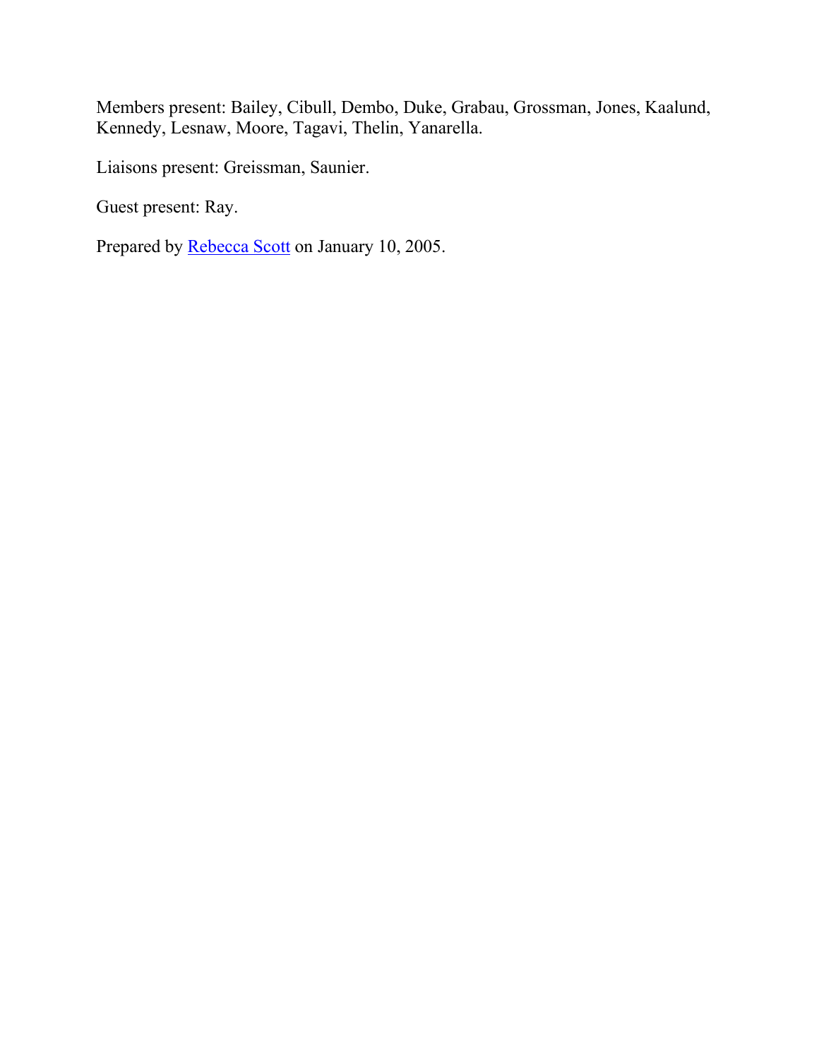Members present: Bailey, Cibull, Dembo, Duke, Grabau, Grossman, Jones, Kaalund, Kennedy, Lesnaw, Moore, Tagavi, Thelin, Yanarella.

Liaisons present: Greissman, Saunier.

Guest present: Ray.

Prepared by Rebecca Scott on January 10, 2005.